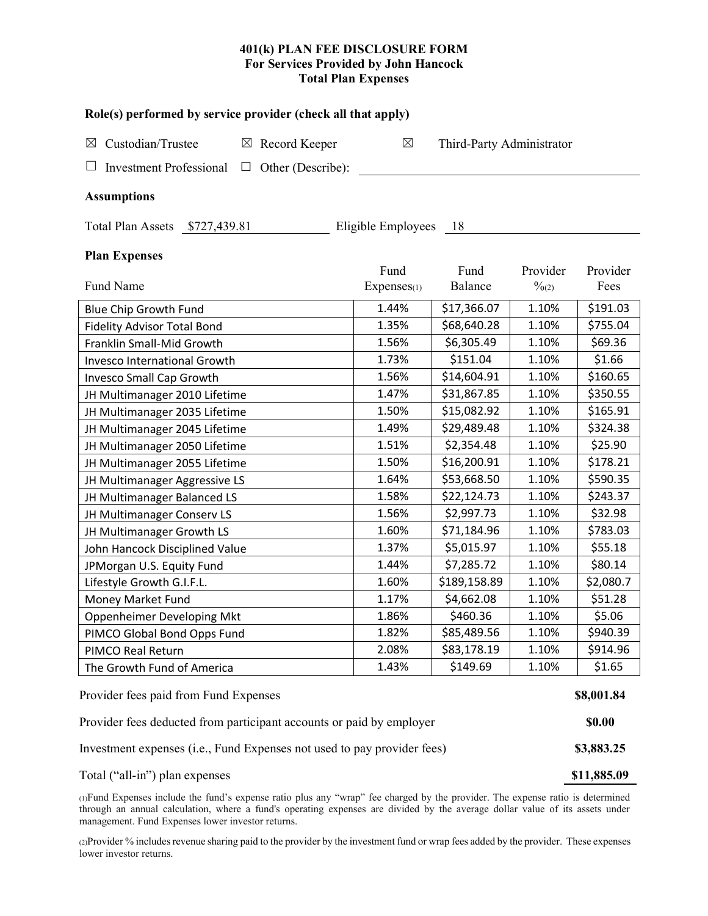# 401(k) PLAN FEE DISCLOSURE FORM
## For Services Provided by John Hancock
## Total Plan Expenses

### Role(s) performed by service provider (check all that apply)

☒ Custodian/Trustee ☒ Record Keeper ☒ Third-Party Administrator

☐ Investment Professional ☐ Other (Describe):

### Assumptions

Total Plan Assets $727,439.81 Eligible Employees 18

### Plan Expenses

| Fund Name | Fund Expenses(1) | Fund Balance | Provider %(2) | Provider Fees |
|---|---|---|---|---|
| Blue Chip Growth Fund | 1.44% | $17,366.07 | 1.10% | $191.03 |
| Fidelity Advisor Total Bond | 1.35% | $68,640.28 | 1.10% | $755.04 |
| Franklin Small-Mid Growth | 1.56% | $6,305.49 | 1.10% | $69.36 |
| Invesco International Growth | 1.73% | $151.04 | 1.10% | $1.66 |
| Invesco Small Cap Growth | 1.56% | $14,604.91 | 1.10% | $160.65 |
| JH Multimanager 2010 Lifetime | 1.47% | $31,867.85 | 1.10% | $350.55 |
| JH Multimanager 2035 Lifetime | 1.50% | $15,082.92 | 1.10% | $165.91 |
| JH Multimanager 2045 Lifetime | 1.49% | $29,489.48 | 1.10% | $324.38 |
| JH Multimanager 2050 Lifetime | 1.51% | $2,354.48 | 1.10% | $25.90 |
| JH Multimanager 2055 Lifetime | 1.50% | $16,200.91 | 1.10% | $178.21 |
| JH Multimanager Aggressive LS | 1.64% | $53,668.50 | 1.10% | $590.35 |
| JH Multimanager Balanced LS | 1.58% | $22,124.73 | 1.10% | $243.37 |
| JH Multimanager Conserv LS | 1.56% | $2,997.73 | 1.10% | $32.98 |
| JH Multimanager Growth LS | 1.60% | $71,184.96 | 1.10% | $783.03 |
| John Hancock Disciplined Value | 1.37% | $5,015.97 | 1.10% | $55.18 |
| JPMorgan U.S. Equity Fund | 1.44% | $7,285.72 | 1.10% | $80.14 |
| Lifestyle Growth G.I.F.L. | 1.60% | $189,158.89 | 1.10% | $2,080.7 |
| Money Market Fund | 1.17% | $4,662.08 | 1.10% | $51.28 |
| Oppenheimer Developing Mkt | 1.86% | $460.36 | 1.10% | $5.06 |
| PIMCO Global Bond Opps Fund | 1.82% | $85,489.56 | 1.10% | $940.39 |
| PIMCO Real Return | 2.08% | $83,178.19 | 1.10% | $914.96 |
| The Growth Fund of America | 1.43% | $149.69 | 1.10% | $1.65 |

| | |
|---|---|
| Provider fees paid from Fund Expenses | **$8,001.84** |
| Provider fees deducted from participant accounts or paid by employer | **$0.00** |
| Investment expenses (i.e., Fund Expenses not used to pay provider fees) | **$3,883.25** |
| Total ("all-in") plan expenses | **$11,885.09** |

(1)Fund Expenses include the fund's expense ratio plus any "wrap" fee charged by the provider. The expense ratio is determined through an annual calculation, where a fund's operating expenses are divided by the average dollar value of its assets under management. Fund Expenses lower investor returns.

(2)Provider % includes revenue sharing paid to the provider by the investment fund or wrap fees added by the provider. These expenses lower investor returns.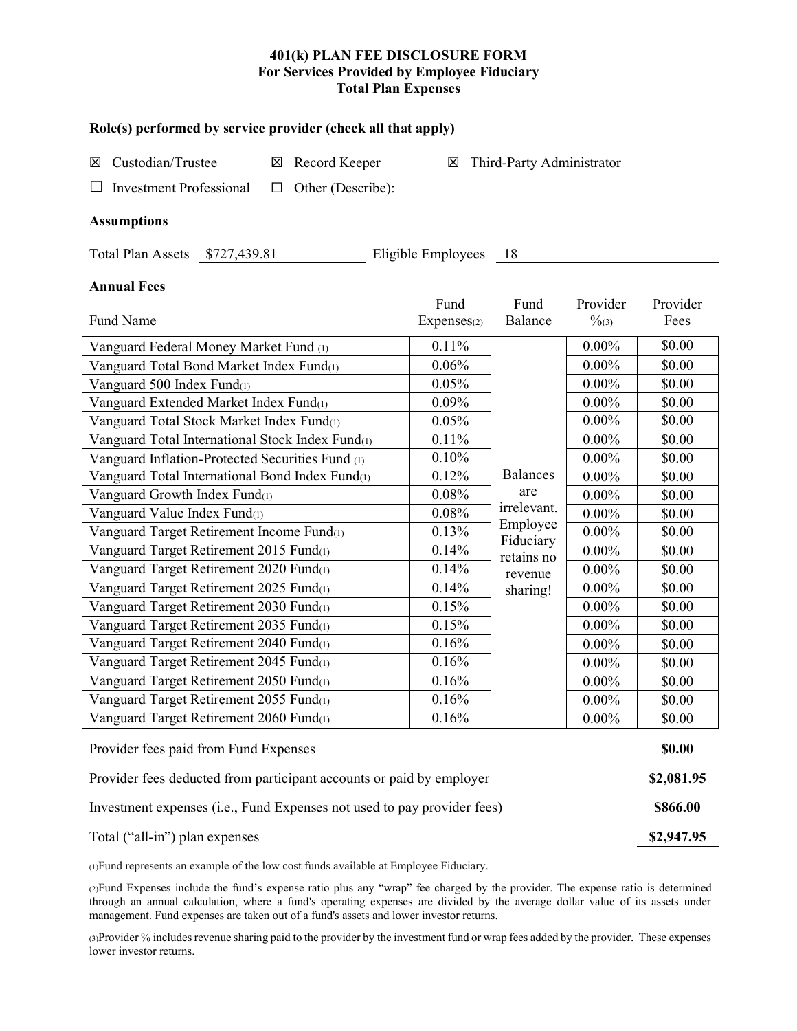**401(k) PLAN FEE DISCLOSURE FORM**
**For Services Provided by Employee Fiduciary**
**Total Plan Expenses**

### Role(s) performed by service provider (check all that apply)

☒ Custodian/Trustee ☒ Record Keeper ☒ Third-Party Administrator

☐ Investment Professional ☐ Other (Describe): ____________

### Assumptions

Total Plan Assets $727,439.81 Eligible Employees 18

### Annual Fees

| Fund Name | Fund Expenses(2) | Fund Balance | Provider %(3) | Provider Fees |
|---|---|---|---|---|
| Vanguard Federal Money Market Fund (1) | 0.11% | Balances are irrelevant. Employee Fiduciary retains no revenue sharing! | 0.00% | $0.00 |
| Vanguard Total Bond Market Index Fund(1) | 0.06% | | 0.00% | $0.00 |
| Vanguard 500 Index Fund(1) | 0.05% | | 0.00% | $0.00 |
| Vanguard Extended Market Index Fund(1) | 0.09% | | 0.00% | $0.00 |
| Vanguard Total Stock Market Index Fund(1) | 0.05% | | 0.00% | $0.00 |
| Vanguard Total International Stock Index Fund(1) | 0.11% | | 0.00% | $0.00 |
| Vanguard Inflation-Protected Securities Fund (1) | 0.10% | | 0.00% | $0.00 |
| Vanguard Total International Bond Index Fund(1) | 0.12% | | 0.00% | $0.00 |
| Vanguard Growth Index Fund(1) | 0.08% | | 0.00% | $0.00 |
| Vanguard Value Index Fund(1) | 0.08% | | 0.00% | $0.00 |
| Vanguard Target Retirement Income Fund(1) | 0.13% | | 0.00% | $0.00 |
| Vanguard Target Retirement 2015 Fund(1) | 0.14% | | 0.00% | $0.00 |
| Vanguard Target Retirement 2020 Fund(1) | 0.14% | | 0.00% | $0.00 |
| Vanguard Target Retirement 2025 Fund(1) | 0.14% | | 0.00% | $0.00 |
| Vanguard Target Retirement 2030 Fund(1) | 0.15% | | 0.00% | $0.00 |
| Vanguard Target Retirement 2035 Fund(1) | 0.15% | | 0.00% | $0.00 |
| Vanguard Target Retirement 2040 Fund(1) | 0.16% | | 0.00% | $0.00 |
| Vanguard Target Retirement 2045 Fund(1) | 0.16% | | 0.00% | $0.00 |
| Vanguard Target Retirement 2050 Fund(1) | 0.16% | | 0.00% | $0.00 |
| Vanguard Target Retirement 2055 Fund(1) | 0.16% | | 0.00% | $0.00 |
| Vanguard Target Retirement 2060 Fund(1) | 0.16% | | 0.00% | $0.00 |

| | |
|---|---|
| Provider fees paid from Fund Expenses | **$0.00** |
| Provider fees deducted from participant accounts or paid by employer | **$2,081.95** |
| Investment expenses (i.e., Fund Expenses not used to pay provider fees) | **$866.00** |
| Total ("all-in") plan expenses | **$2,947.95** |

(1) Fund represents an example of the low cost funds available at Employee Fiduciary.

(2) Fund Expenses include the fund's expense ratio plus any "wrap" fee charged by the provider. The expense ratio is determined through an annual calculation, where a fund's operating expenses are divided by the average dollar value of its assets under management. Fund expenses are taken out of a fund's assets and lower investor returns.

(3) Provider % includes revenue sharing paid to the provider by the investment fund or wrap fees added by the provider. These expenses lower investor returns.